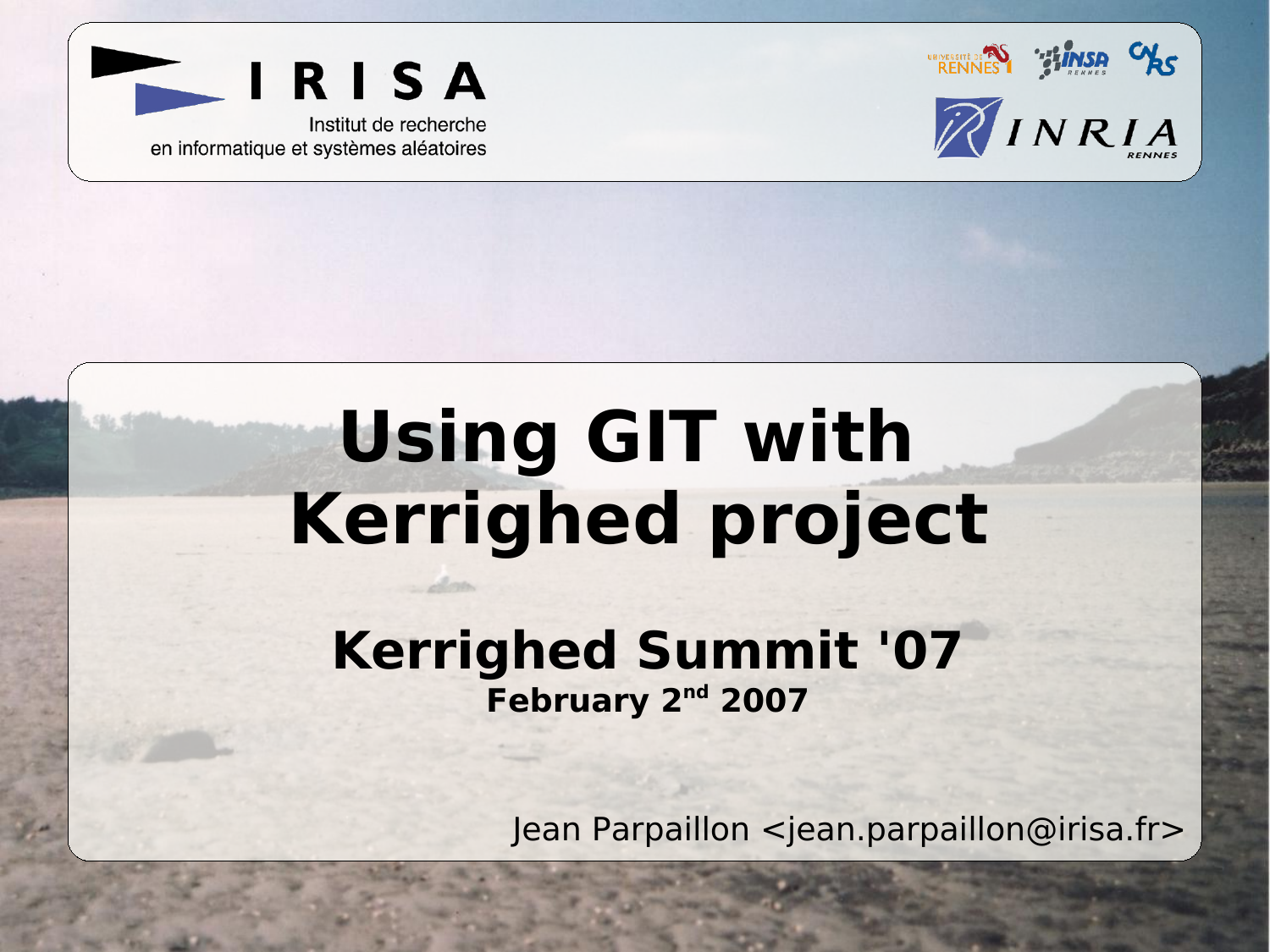IRISA

Institut de recherche en informatique et systèmes aléatoires

# Using GIT with Kerrighed project

## Kerrighed Summit '07

**February 2nd 2007**

Jean Parpaillon <jean.parpaillon@irisa.fr>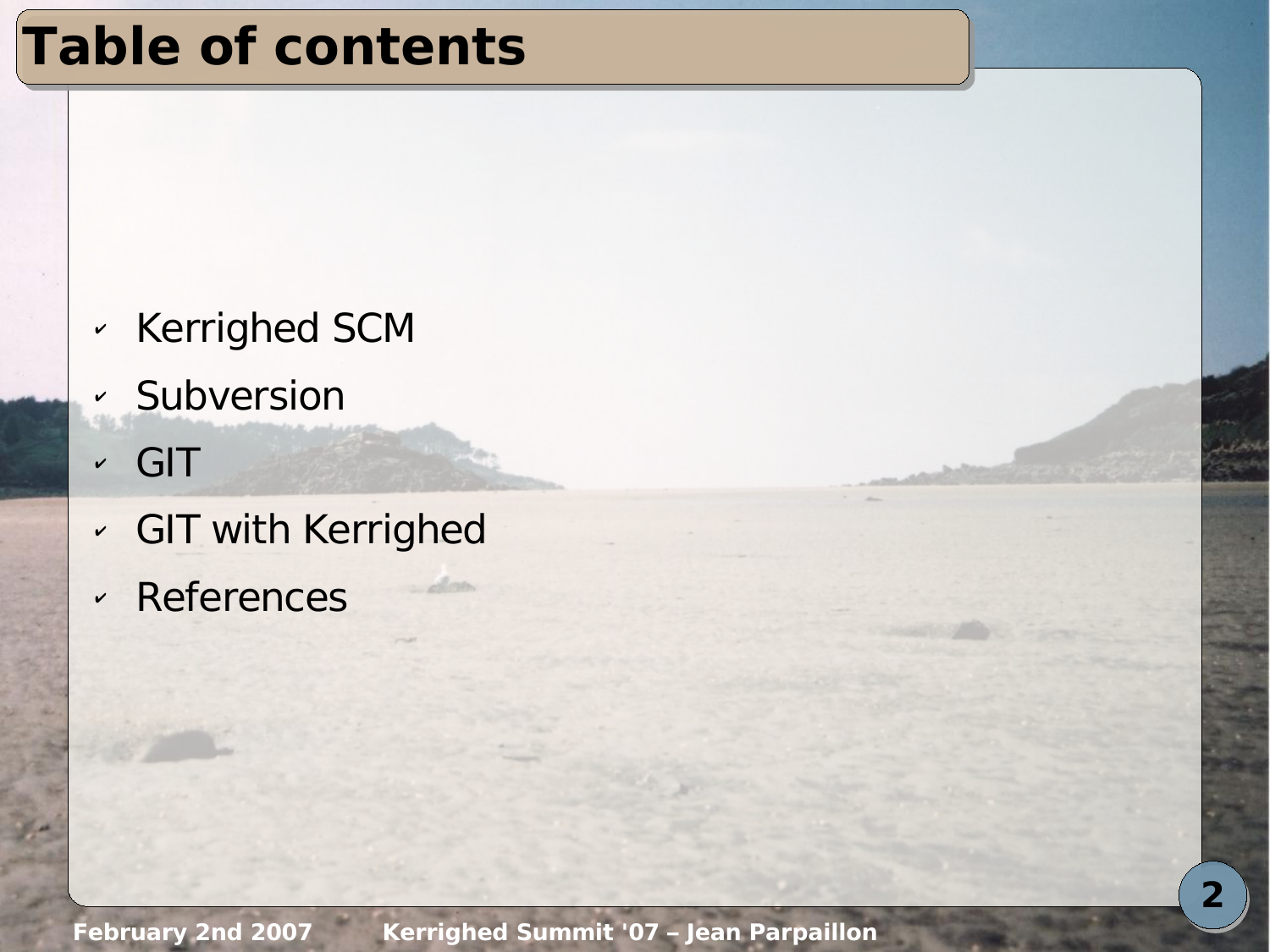# Table of contents

- Kerrighed SCM
- Subversion
- GIT
- GIT with Kerrighed
- References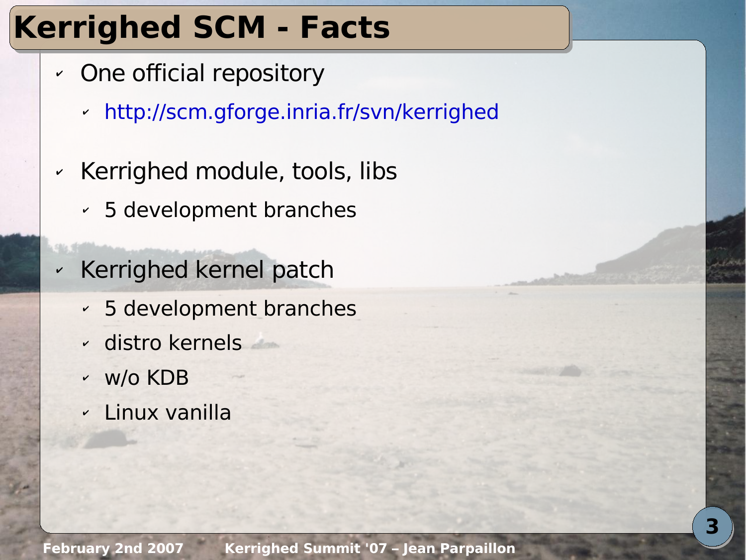# Kerrighed SCM - Facts

- One official repository
  - http://scm.gforge.inria.fr/svn/kerrighed
- Kerrighed module, tools, libs
  - 5 development branches
- Kerrighed kernel patch
  - 5 development branches
  - distro kernels
  - w/o KDB
  - Linux vanilla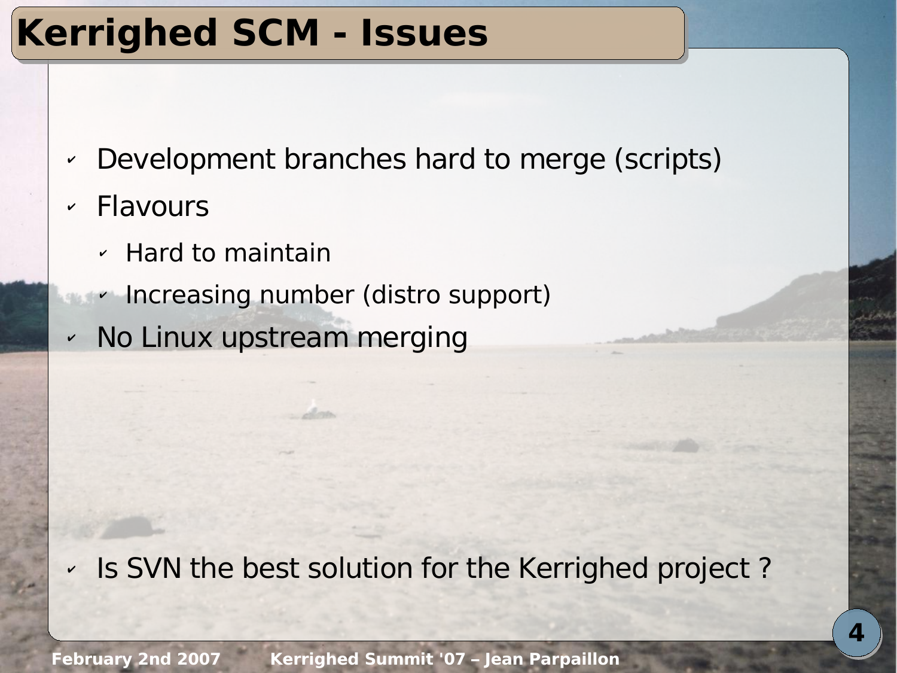# Kerrighed SCM - Issues

- Development branches hard to merge (scripts)
- Flavours
  - Hard to maintain
  - Increasing number (distro support)
- No Linux upstream merging

- Is SVN the best solution for the Kerrighed project ?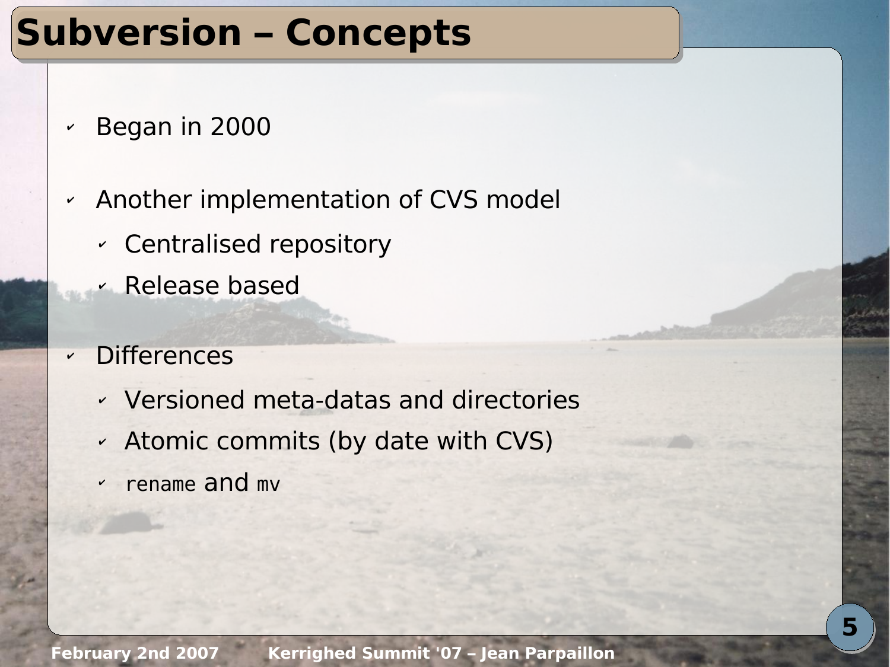# Subversion – Concepts

- Began in 2000
- Another implementation of CVS model
  - Centralised repository
  - Release based
- Differences
  - Versioned meta-datas and directories
  - Atomic commits (by date with CVS)
  - `rename` and `mv`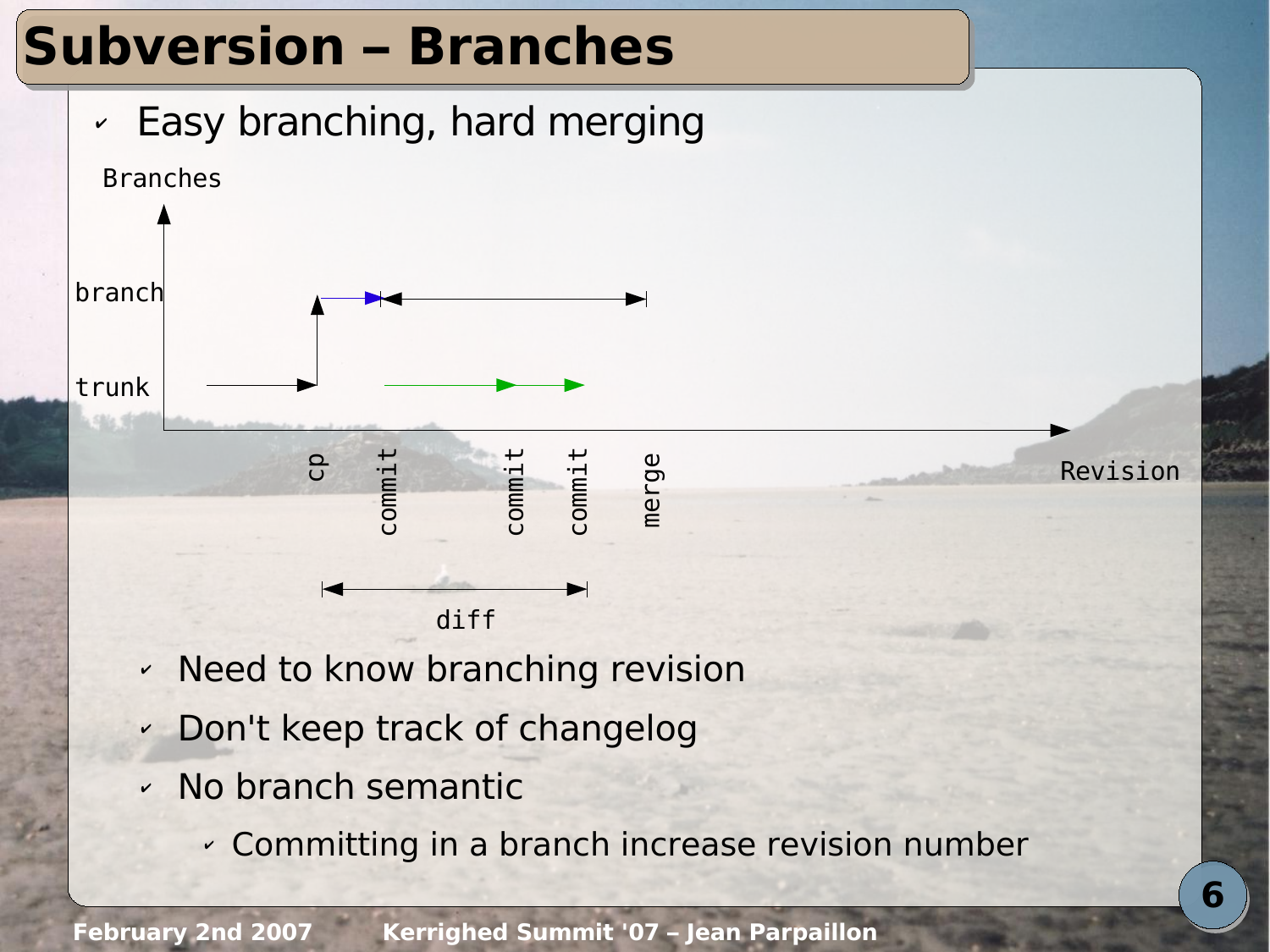# Subversion – Branches

- Easy branching, hard merging

Branches

branch

trunk

cp commit commit commit merge

Revision

diff

- Need to know branching revision
- Don't keep track of changelog
- No branch semantic
  - Committing in a branch increase revision number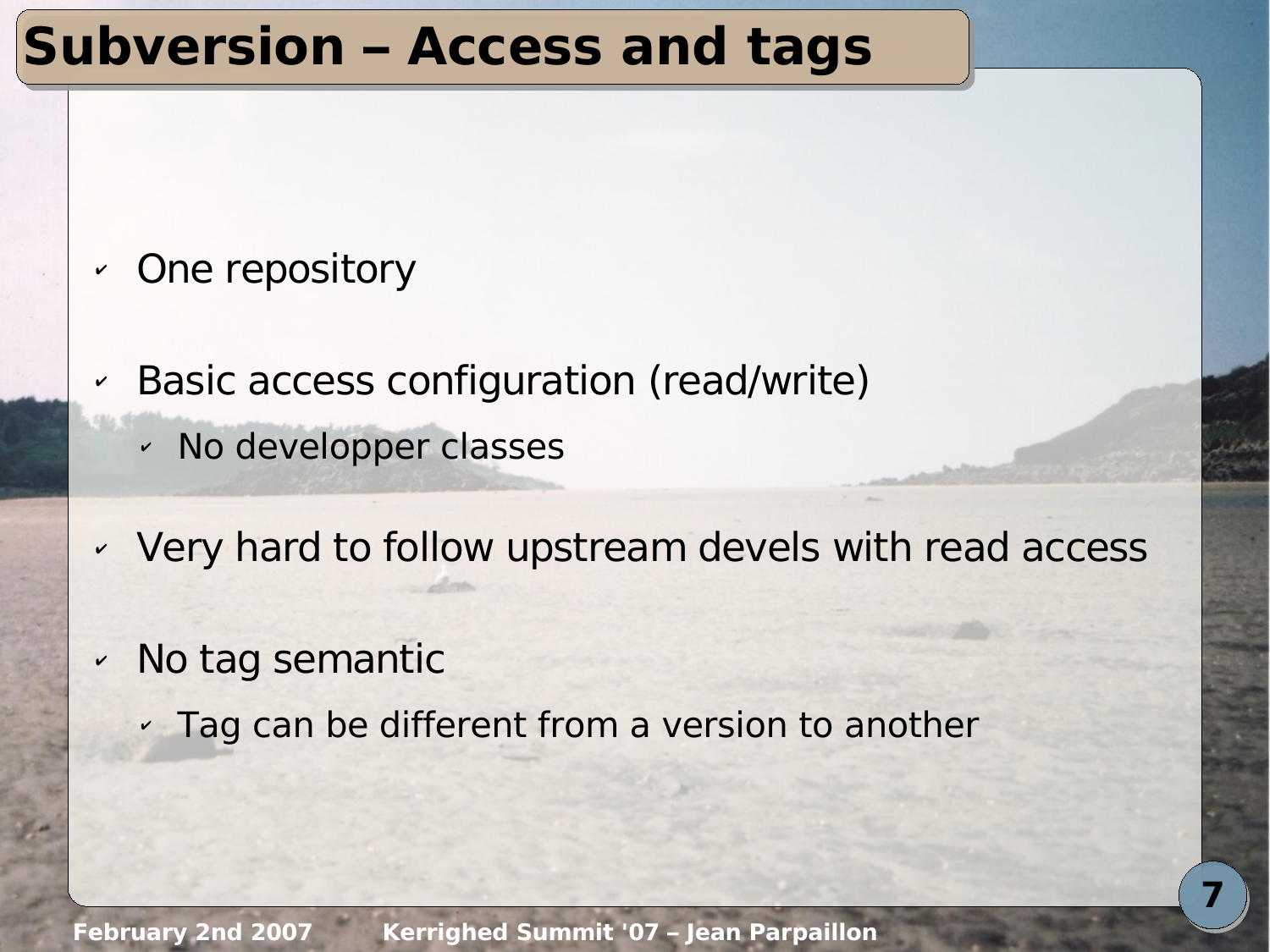# Subversion – Access and tags

- One repository
- Basic access configuration (read/write)
  - No developper classes
- Very hard to follow upstream devels with read access
- No tag semantic
  - Tag can be different from a version to another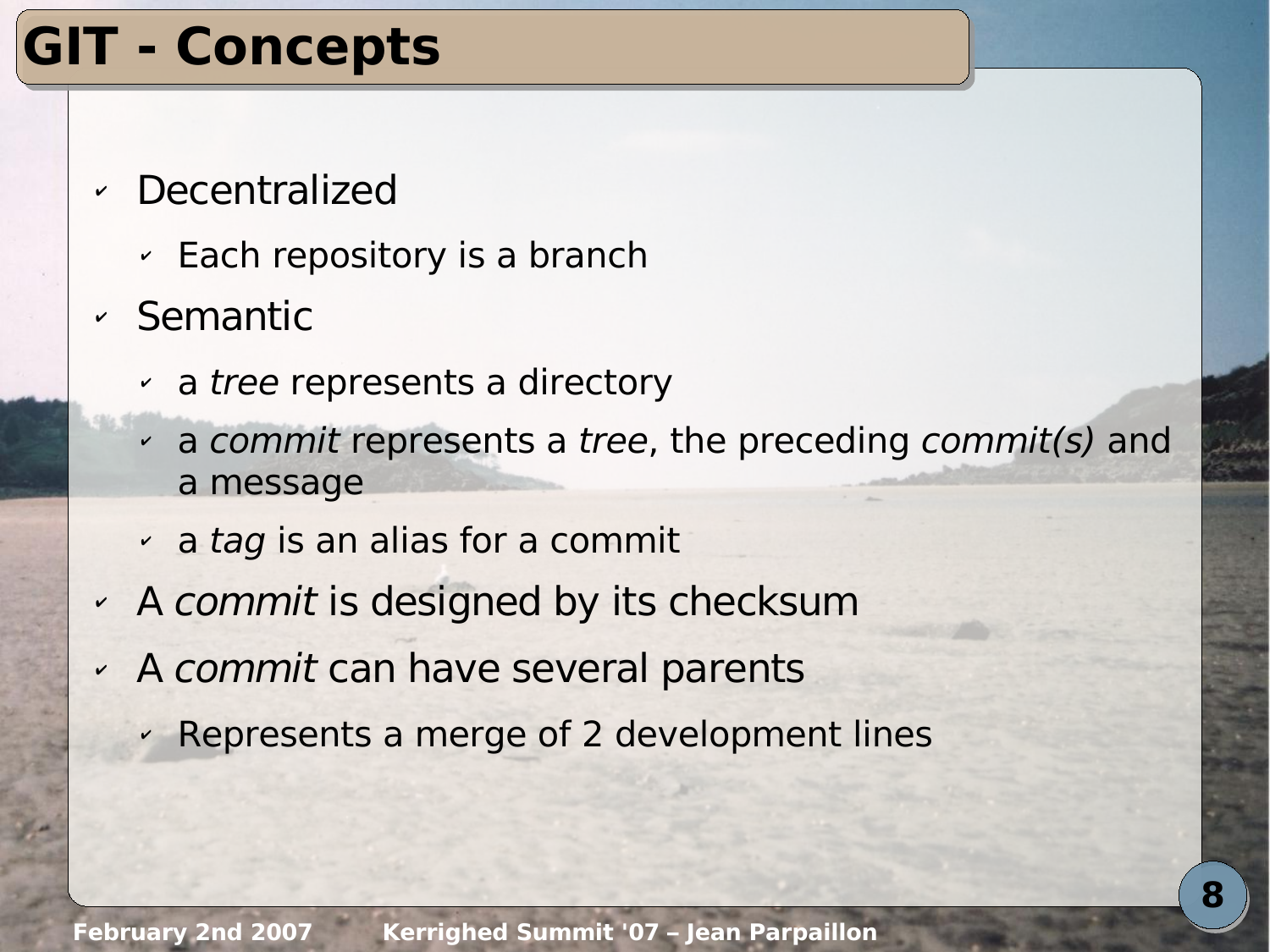# GIT - Concepts

- Decentralized
  - Each repository is a branch
- Semantic
  - a *tree* represents a directory
  - a *commit* represents a *tree*, the preceding *commit(s)* and a message
  - a *tag* is an alias for a commit
- A *commit* is designed by its checksum
- A *commit* can have several parents
  - Represents a merge of 2 development lines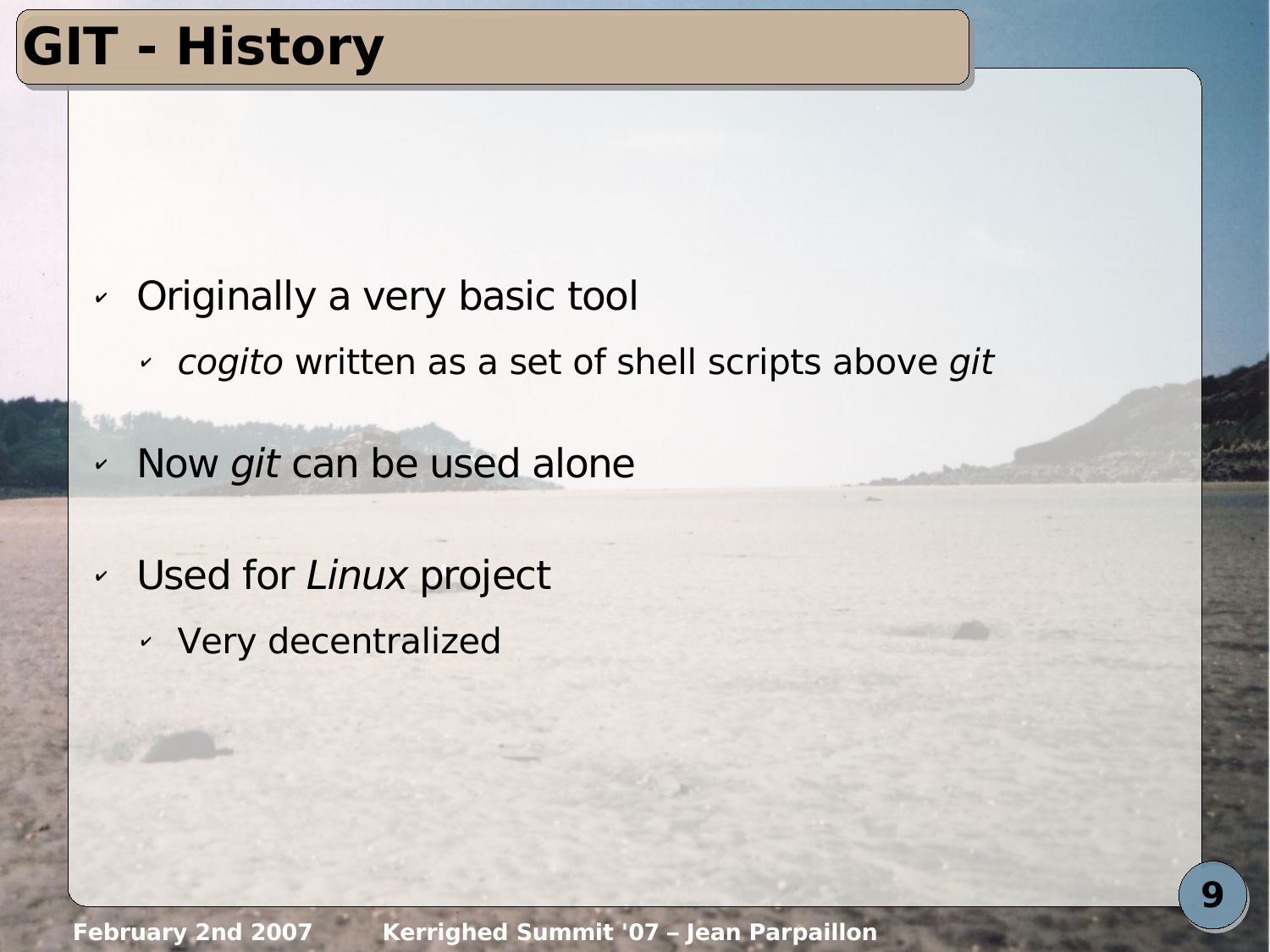# GIT - History

- Originally a very basic tool
  - *cogito* written as a set of shell scripts above *git*
- Now *git* can be used alone
- Used for *Linux* project
  - Very decentralized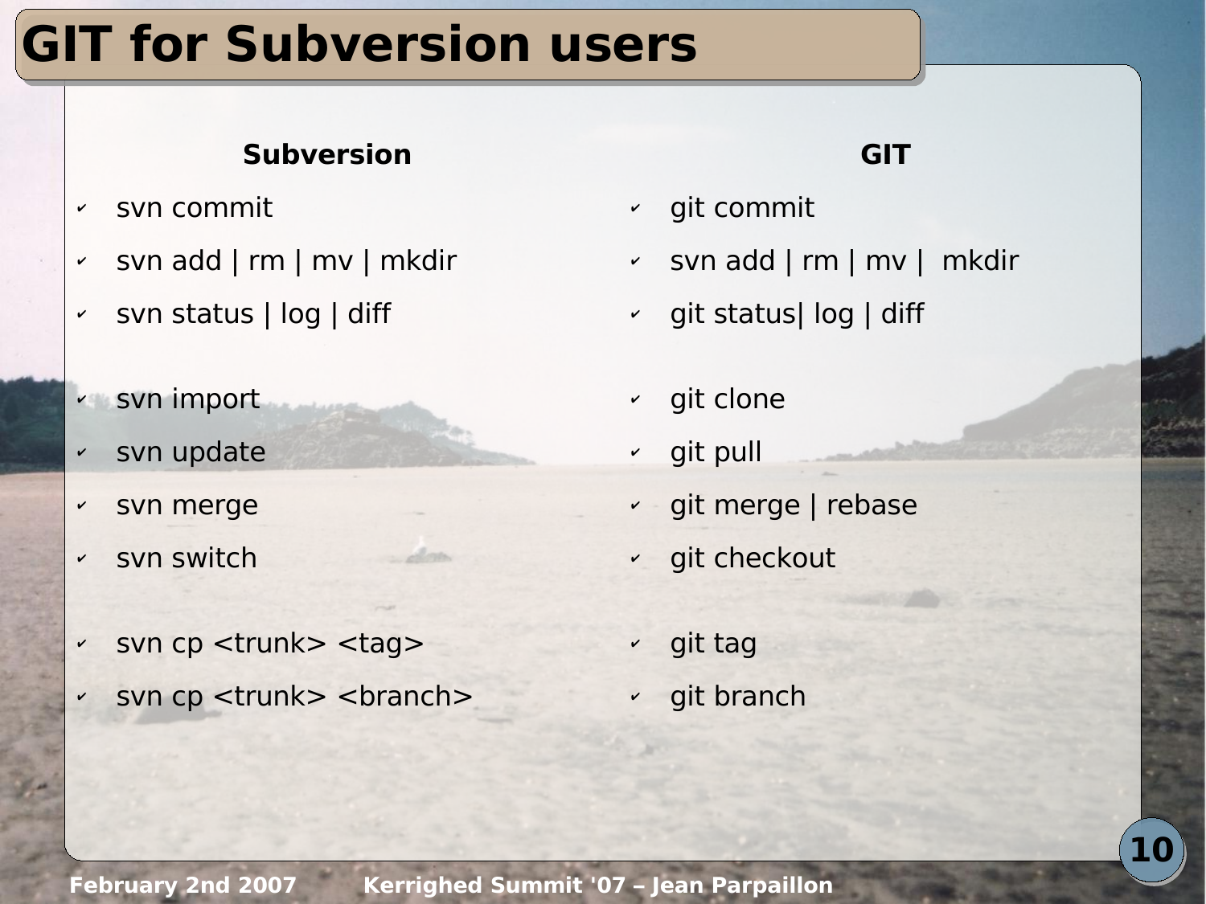# GIT for Subversion users

| Subversion | GIT |
| --- | --- |
| svn commit | git commit |
| svn add \| rm \| mv \| mkdir | svn add \| rm \| mv \|  mkdir |
| svn status \| log \| diff | git status\| log \| diff |
| svn import | git clone |
| svn update | git pull |
| svn merge | git merge \| rebase |
| svn switch | git checkout |
| svn cp <trunk> <tag> | git tag |
| svn cp <trunk> <branch> | git branch |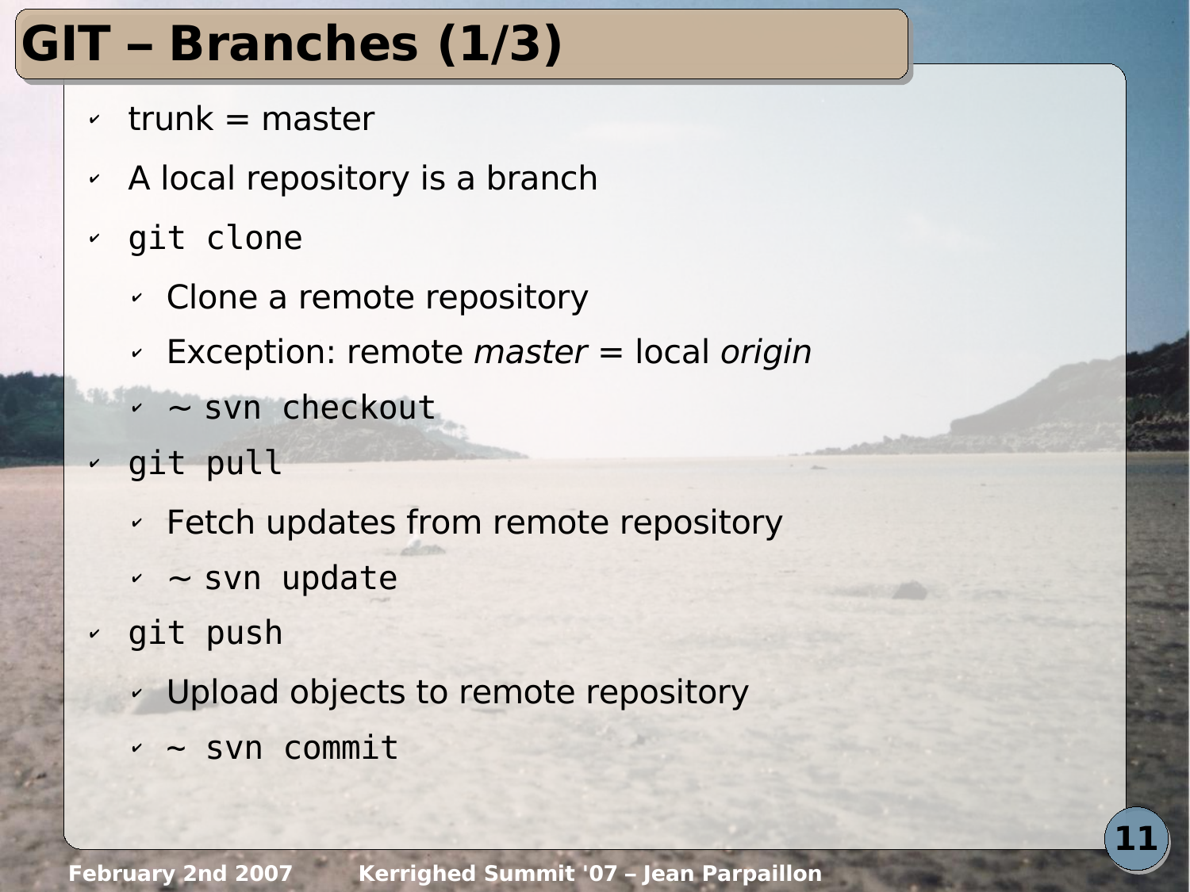# GIT – Branches (1/3)

- trunk = master
- A local repository is a branch
- `git clone`
  - Clone a remote repository
  - Exception: remote *master* = local *origin*
  - ~ `svn checkout`
- `git pull`
  - Fetch updates from remote repository
  - ~ `svn update`
- `git push`
  - Upload objects to remote repository
  - ~ `svn commit`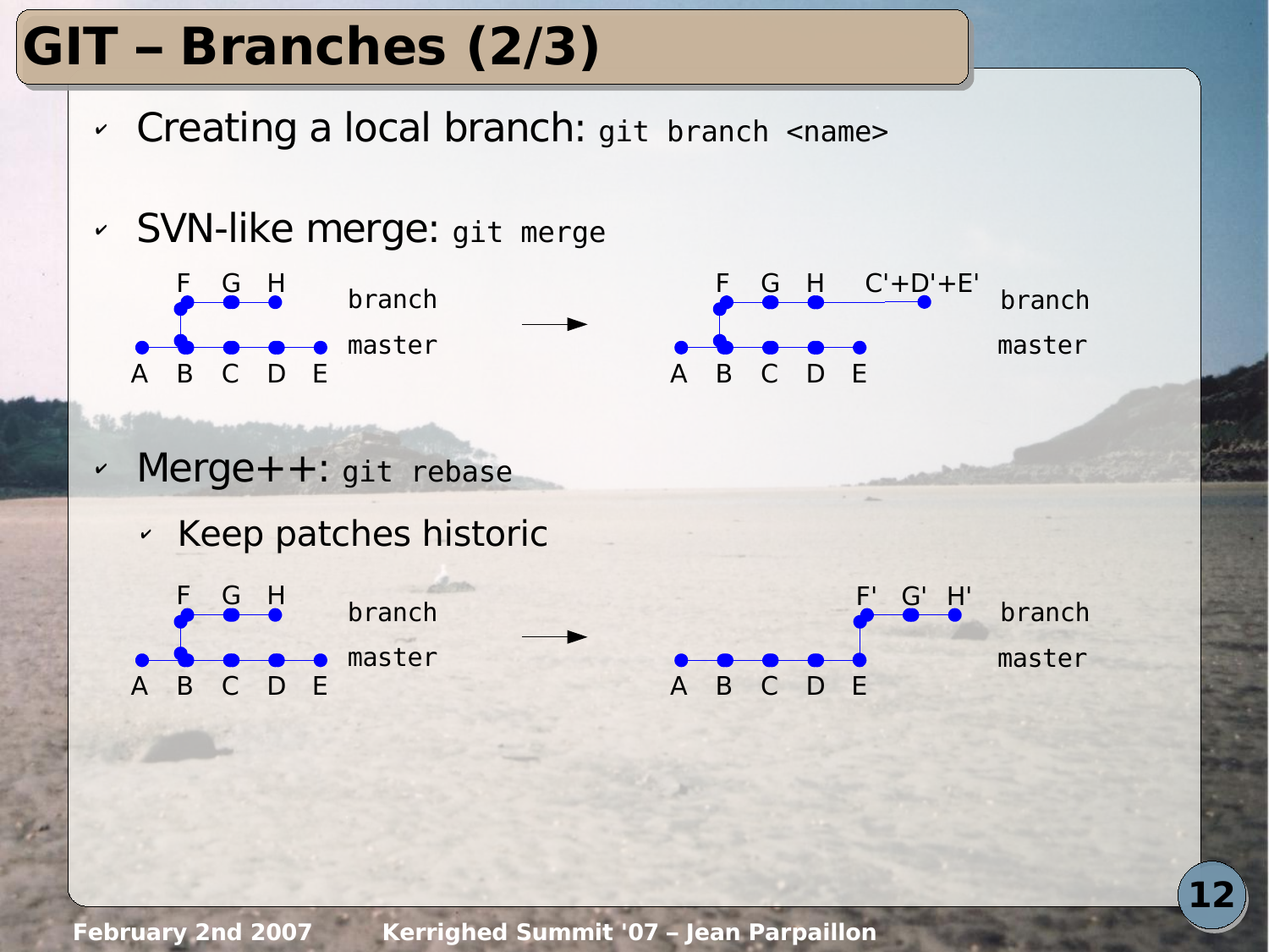# GIT – Branches (2/3)

- Creating a local branch: `git branch <name>`
- SVN-like merge: `git merge`

```
   F  G  H                          F  G  H    C'+D'+E'
   *--*--*    branch                *--*--*----*          branch
   |                      --->      |
*--*--*--*--*  master            *--*--*--*--*            master
A  B  C  D  E                    A  B  C  D  E
```

- Merge++: `git rebase`
  - Keep patches historic

```
   F  G  H                                      F' G' H'
   *--*--*    branch                            *--*--*   branch
   |                      --->                  |
*--*--*--*--*  master            *--*--*--*--*            master
A  B  C  D  E                    A  B  C  D  E
```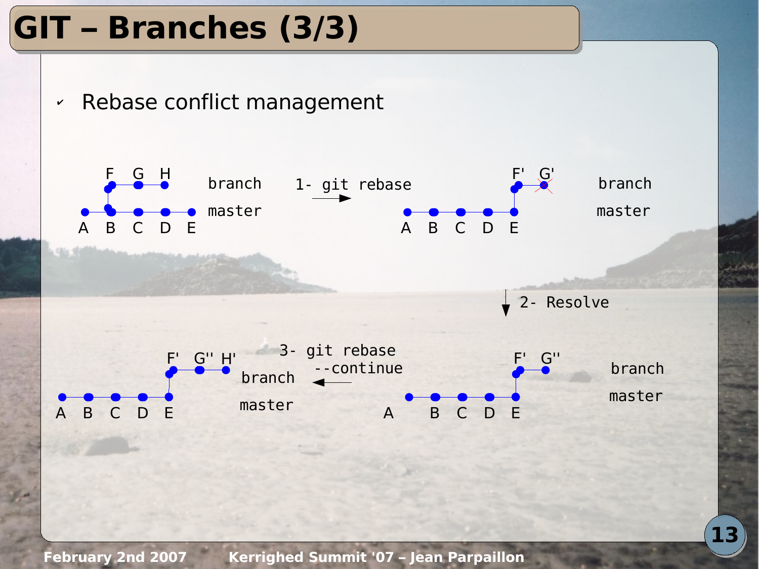# GIT – Branches (3/3)

- Rebase conflict management

F G H branch
A B C D E master

1- git rebase

F' G' branch
A B C D E master

2- Resolve

F' G'' branch
A B C D E master

3- git rebase --continue

F' G'' H' branch
A B C D E master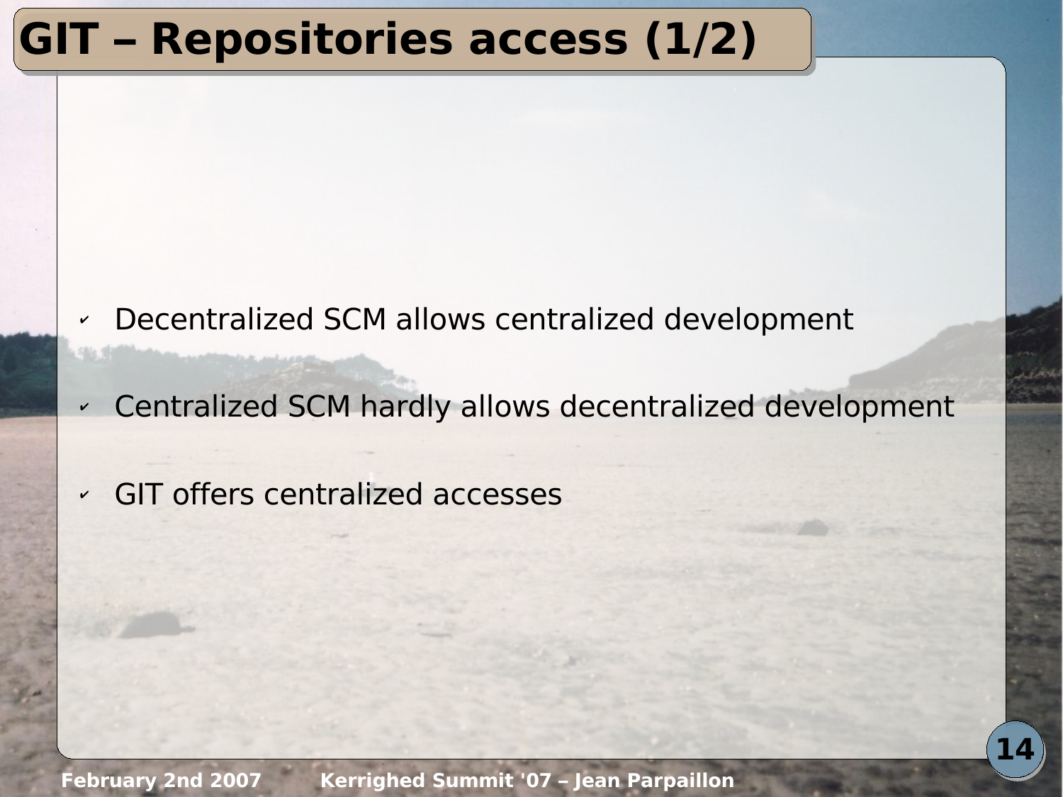# GIT – Repositories access (1/2)

- Decentralized SCM allows centralized development
- Centralized SCM hardly allows decentralized development
- GIT offers centralized accesses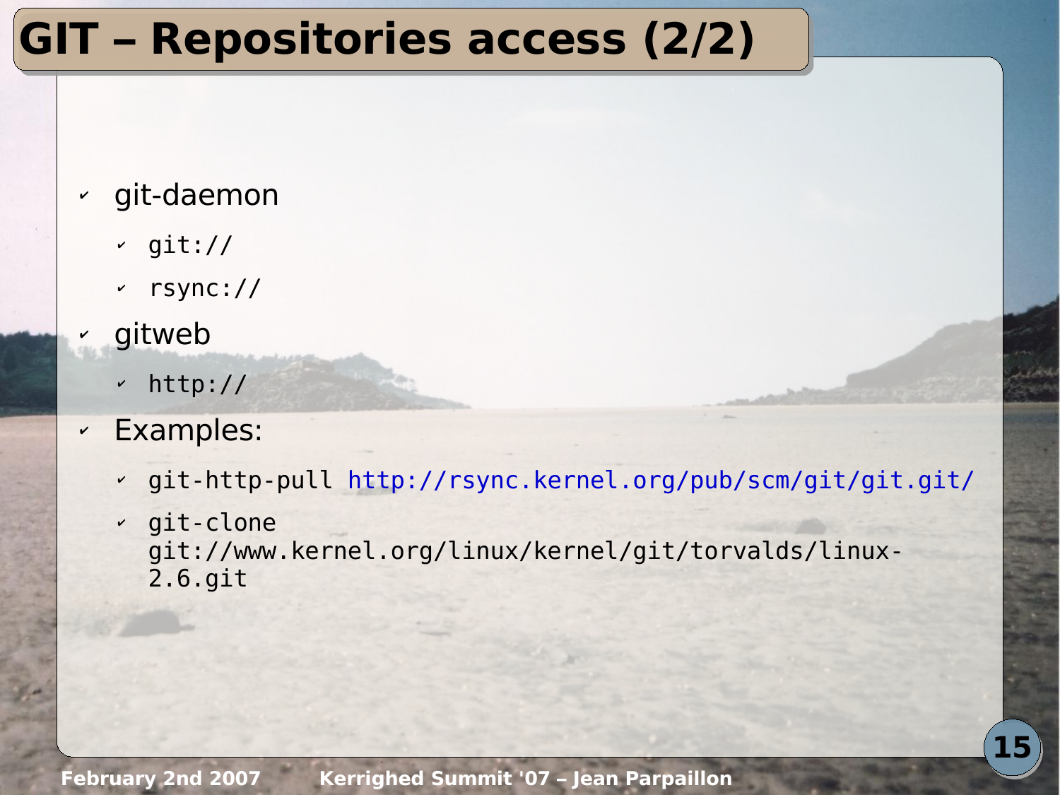# GIT – Repositories access (2/2)

- git-daemon
  - `git://`
  - `rsync://`
- gitweb
  - `http://`
- Examples:
  - `git-http-pull http://rsync.kernel.org/pub/scm/git/git.git/`
  - `git-clone git://www.kernel.org/linux/kernel/git/torvalds/linux-2.6.git`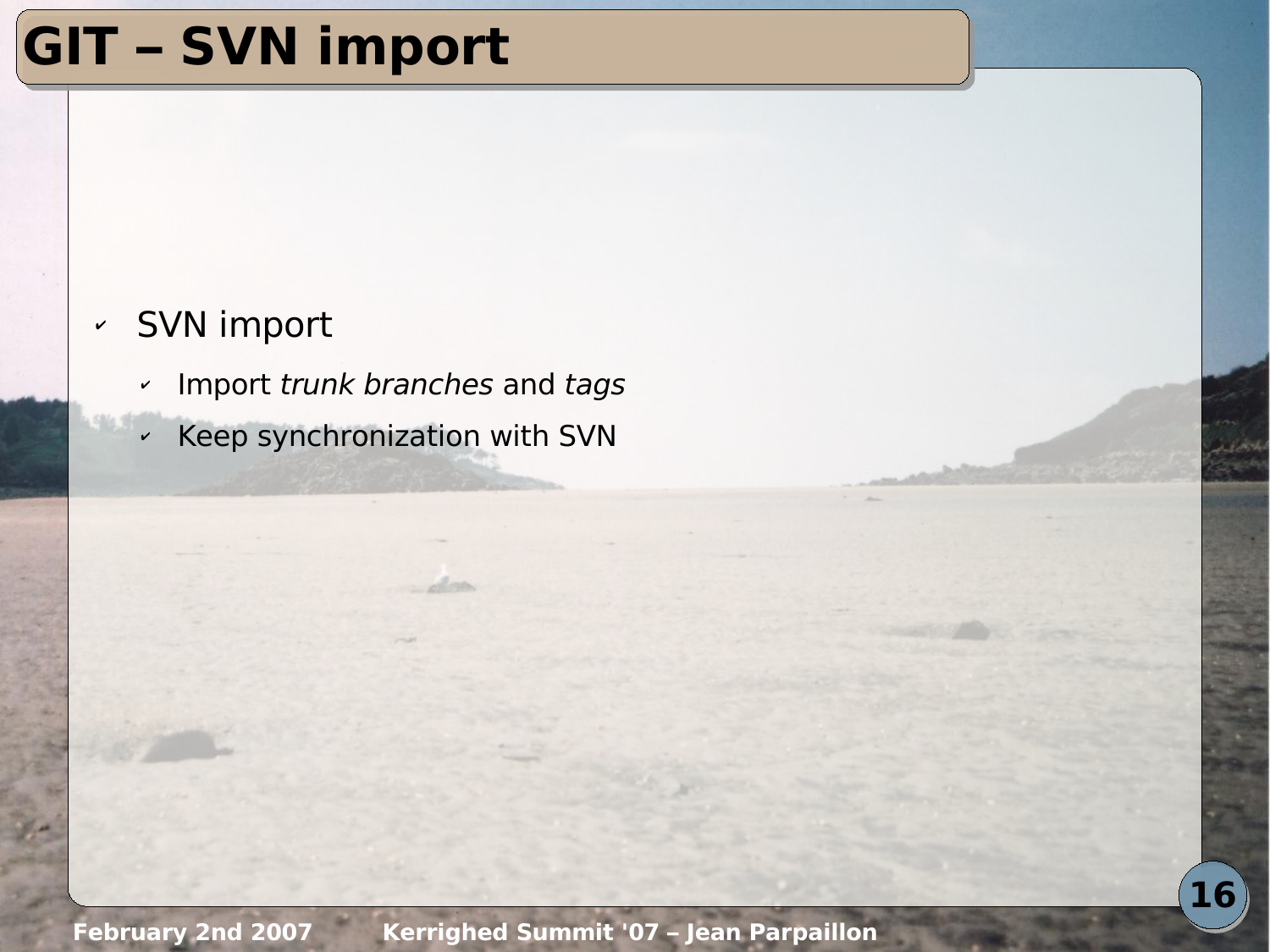# GIT – SVN import

- SVN import
  - Import *trunk branches* and *tags*
  - Keep synchronization with SVN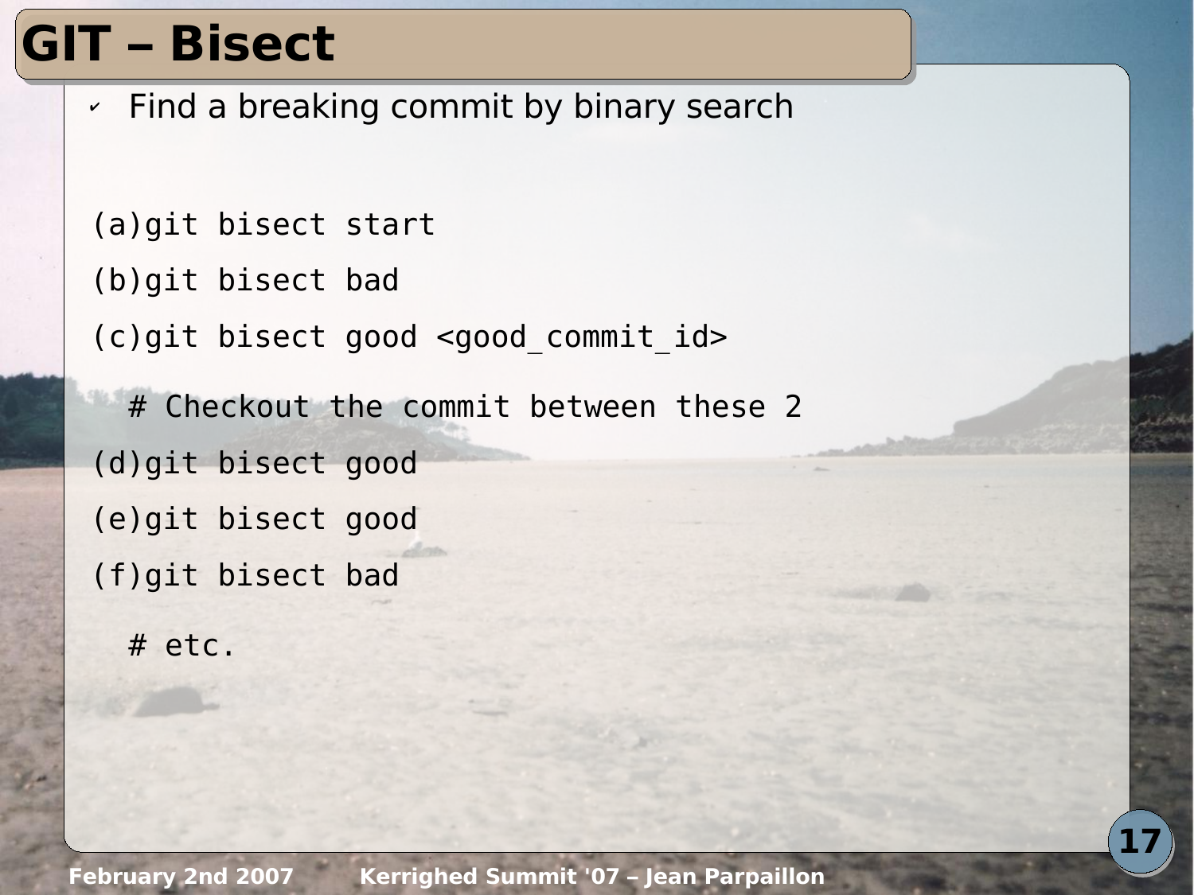# GIT – Bisect

- Find a breaking commit by binary search

```
(a)git bisect start
(b)git bisect bad
(c)git bisect good <good_commit_id>
   # Checkout the commit between these 2
(d)git bisect good
(e)git bisect good
(f)git bisect bad
   # etc.
```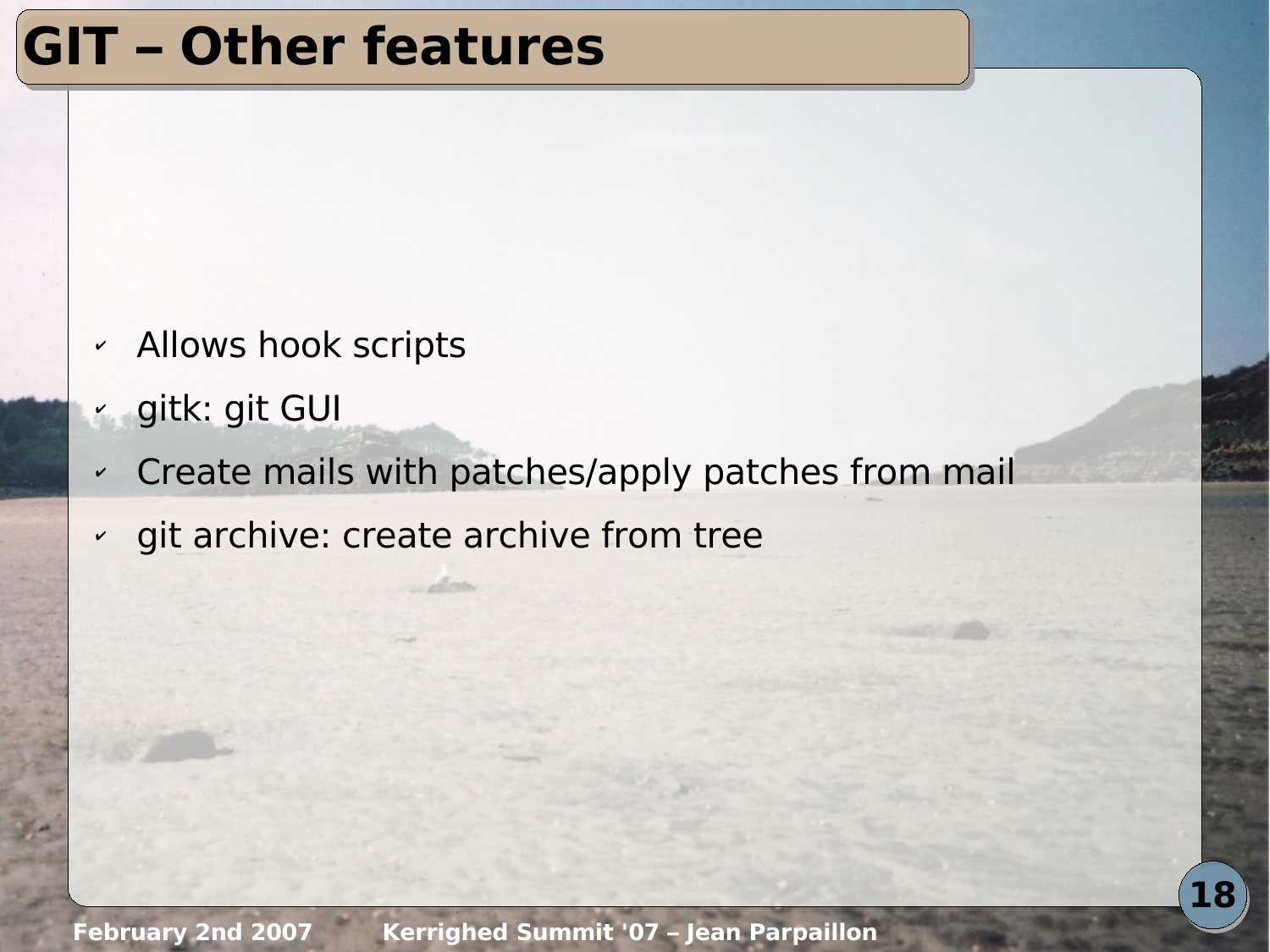# GIT – Other features

- Allows hook scripts
- gitk: git GUI
- Create mails with patches/apply patches from mail
- git archive: create archive from tree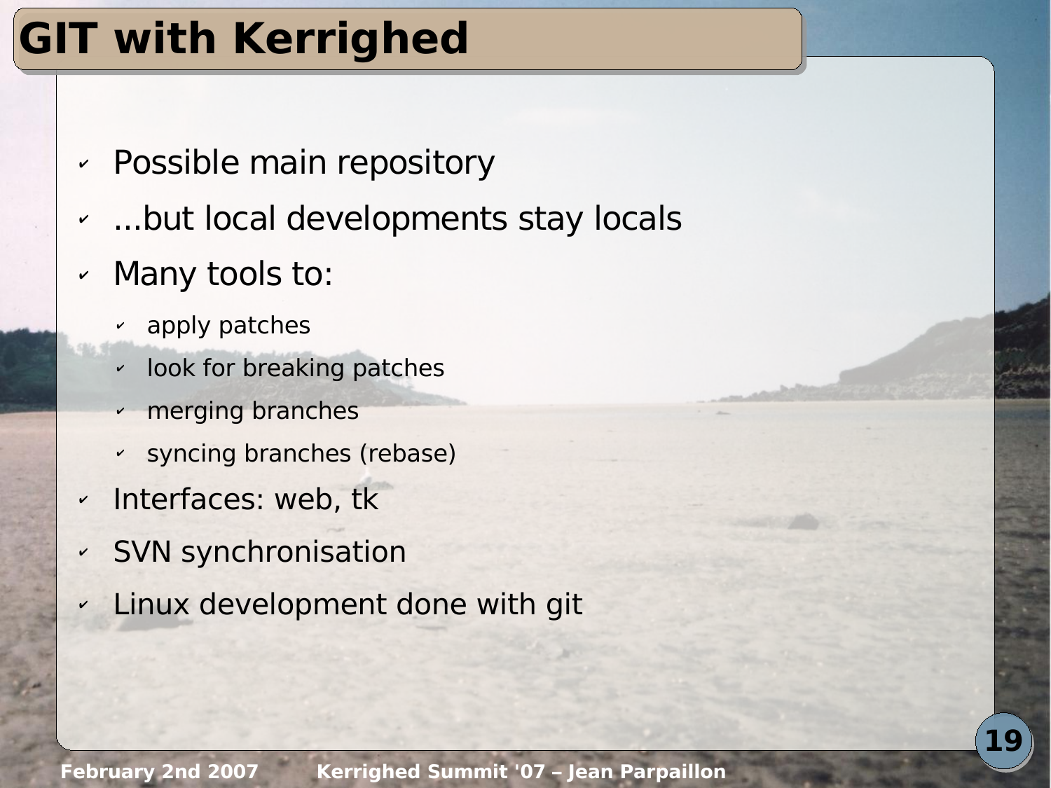# GIT with Kerrighed

- Possible main repository
- ...but local developments stay locals
- Many tools to:
  - apply patches
  - look for breaking patches
  - merging branches
  - syncing branches (rebase)
- Interfaces: web, tk
- SVN synchronisation
- Linux development done with git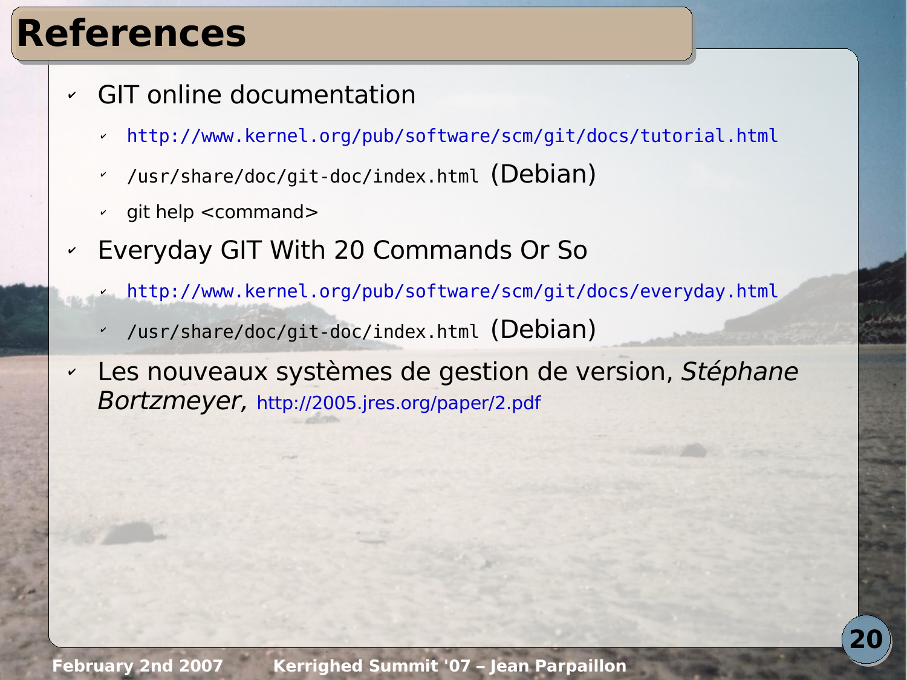# References

- GIT online documentation
  - http://www.kernel.org/pub/software/scm/git/docs/tutorial.html
  - /usr/share/doc/git-doc/index.html (Debian)
  - git help <command>
- Everyday GIT With 20 Commands Or So
  - http://www.kernel.org/pub/software/scm/git/docs/everyday.html
  - /usr/share/doc/git-doc/index.html (Debian)
- Les nouveaux systèmes de gestion de version, *Stéphane Bortzmeyer*, http://2005.jres.org/paper/2.pdf